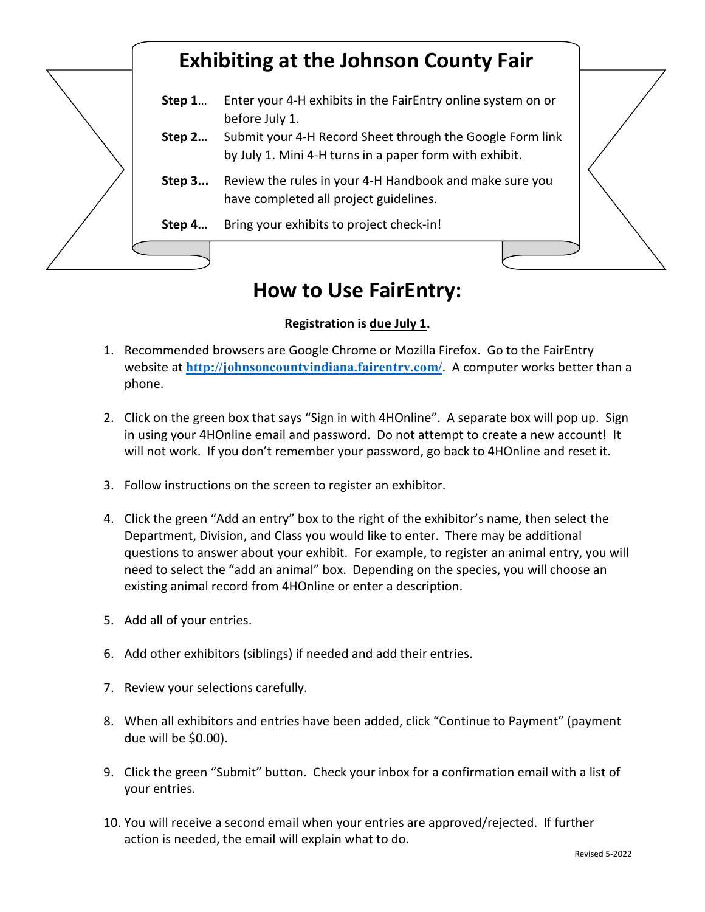# Exhibiting at the Johnson County Fair

**Step 1…** Enter your 4-H exhibits in the FairEntry online system on or before July 1.

**Step 2…** Submit your 4-H Record Sheet through the Google Form link by July 1. Mini 4-H turns in a paper form with exhibit.

**Step 3...** Review the rules in your 4-H Handbook and make sure you have completed all project guidelines.

**Step 4…** Bring your exhibits to project check-in!

# How to Use FairEntry:

**Registration is due July 1.**

1. Recommended browsers are Google Chrome or Mozilla Firefox. Go to the FairEntry website at **http://johnsoncountyindiana.fairentry.com/**. A computer works better than a phone.

2. Click on the green box that says "Sign in with 4HOnline". A separate box will pop up. Sign in using your 4HOnline email and password. Do not attempt to create a new account! It will not work. If you don't remember your password, go back to 4HOnline and reset it.

3. Follow instructions on the screen to register an exhibitor.

4. Click the green "Add an entry" box to the right of the exhibitor's name, then select the Department, Division, and Class you would like to enter. There may be additional questions to answer about your exhibit. For example, to register an animal entry, you will need to select the "add an animal" box. Depending on the species, you will choose an existing animal record from 4HOnline or enter a description.

5. Add all of your entries.

6. Add other exhibitors (siblings) if needed and add their entries.

7. Review your selections carefully.

8. When all exhibitors and entries have been added, click "Continue to Payment" (payment due will be $0.00).

9. Click the green "Submit" button. Check your inbox for a confirmation email with a list of your entries.

10. You will receive a second email when your entries are approved/rejected. If further action is needed, the email will explain what to do.

Revised 5-2022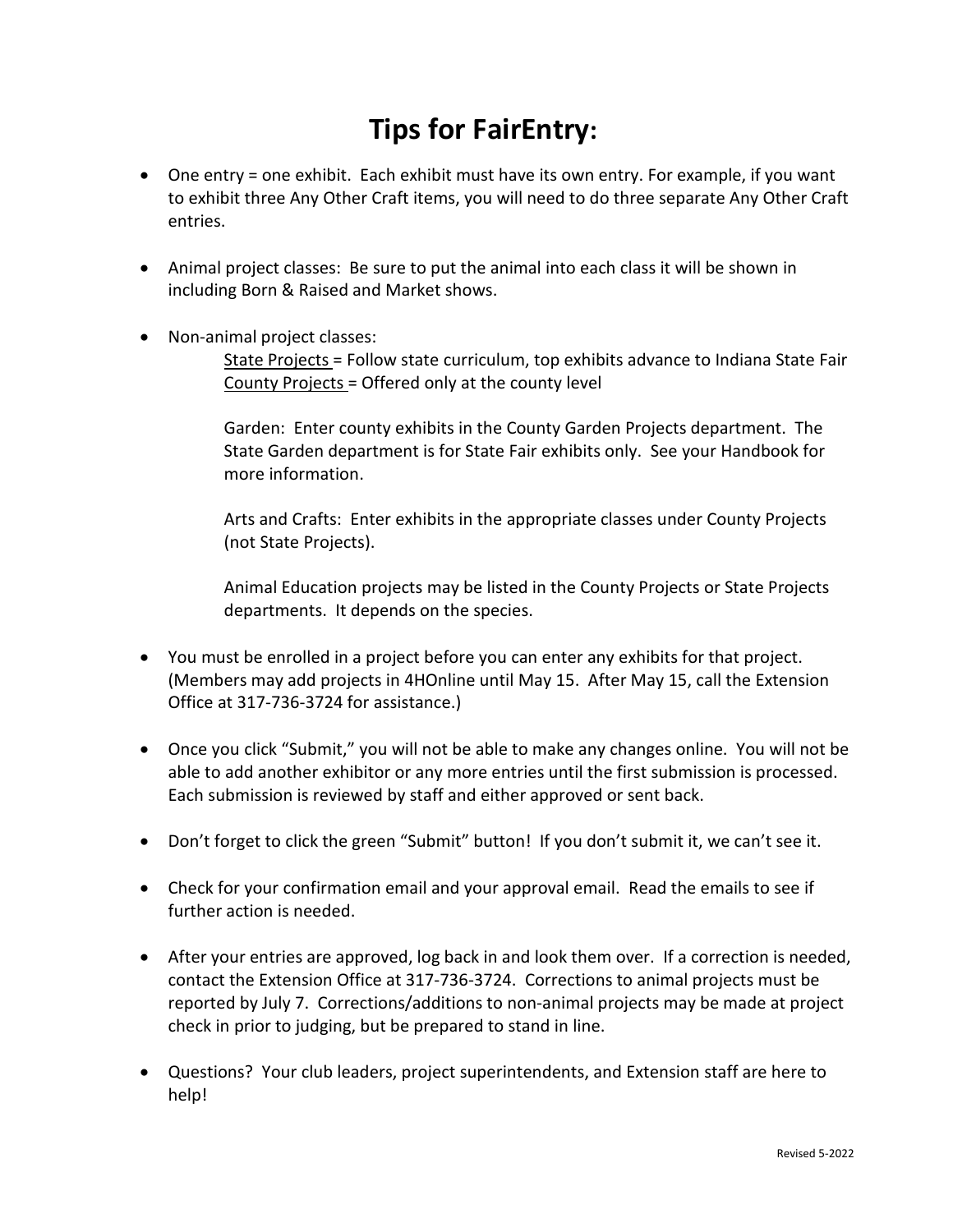# Tips for FairEntry:

- One entry = one exhibit. Each exhibit must have its own entry. For example, if you want to exhibit three Any Other Craft items, you will need to do three separate Any Other Craft entries.

- Animal project classes: Be sure to put the animal into each class it will be shown in including Born & Raised and Market shows.

- Non-animal project classes:

  <u>State Projects</u> = Follow state curriculum, top exhibits advance to Indiana State Fair
  <u>County Projects</u> = Offered only at the county level

  Garden: Enter county exhibits in the County Garden Projects department. The State Garden department is for State Fair exhibits only. See your Handbook for more information.

  Arts and Crafts: Enter exhibits in the appropriate classes under County Projects (not State Projects).

  Animal Education projects may be listed in the County Projects or State Projects departments. It depends on the species.

- You must be enrolled in a project before you can enter any exhibits for that project. (Members may add projects in 4HOnline until May 15. After May 15, call the Extension Office at 317-736-3724 for assistance.)

- Once you click "Submit," you will not be able to make any changes online. You will not be able to add another exhibitor or any more entries until the first submission is processed. Each submission is reviewed by staff and either approved or sent back.

- Don't forget to click the green "Submit" button! If you don't submit it, we can't see it.

- Check for your confirmation email and your approval email. Read the emails to see if further action is needed.

- After your entries are approved, log back in and look them over. If a correction is needed, contact the Extension Office at 317-736-3724. Corrections to animal projects must be reported by July 7. Corrections/additions to non-animal projects may be made at project check in prior to judging, but be prepared to stand in line.

- Questions? Your club leaders, project superintendents, and Extension staff are here to help!

Revised 5-2022